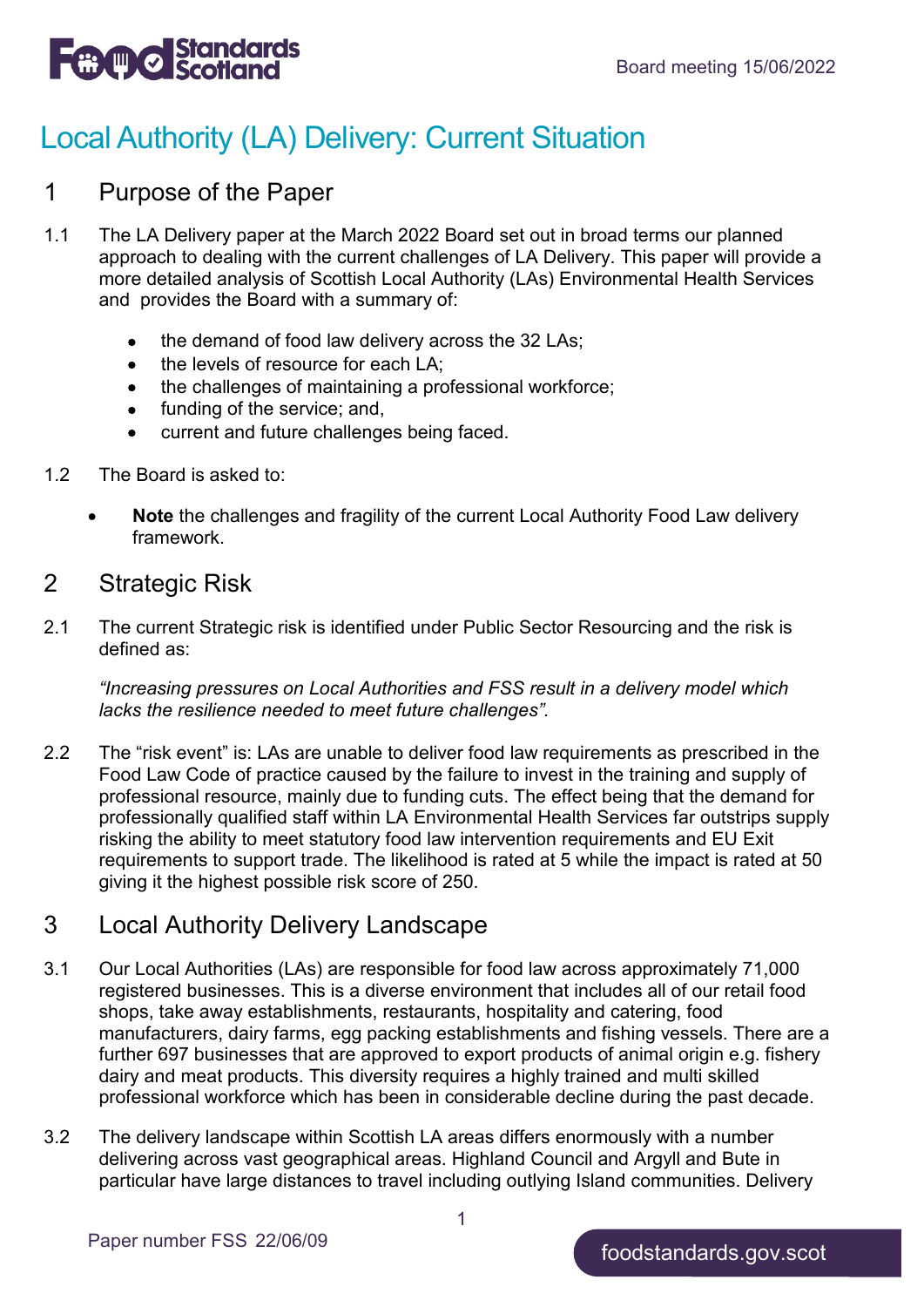# Local Authority (LA) Delivery: Current Situation

## 1 Purpose of the Paper

1.1 The LA Delivery paper at the March 2022 Board set out in broad terms our planned approach to dealing with the current challenges of LA Delivery. This paper will provide a more detailed analysis of Scottish Local Authority (LAs) Environmental Health Services and provides the Board with a summary of:

- the demand of food law delivery across the 32 LAs;
- the levels of resource for each LA;
- the challenges of maintaining a professional workforce;
- funding of the service; and,
- current and future challenges being faced.

1.2 The Board is asked to:

- **Note** the challenges and fragility of the current Local Authority Food Law delivery framework.

## 2 Strategic Risk

2.1 The current Strategic risk is identified under Public Sector Resourcing and the risk is defined as:

*"Increasing pressures on Local Authorities and FSS result in a delivery model which lacks the resilience needed to meet future challenges".*

2.2 The "risk event" is: LAs are unable to deliver food law requirements as prescribed in the Food Law Code of practice caused by the failure to invest in the training and supply of professional resource, mainly due to funding cuts. The effect being that the demand for professionally qualified staff within LA Environmental Health Services far outstrips supply risking the ability to meet statutory food law intervention requirements and EU Exit requirements to support trade. The likelihood is rated at 5 while the impact is rated at 50 giving it the highest possible risk score of 250.

## 3 Local Authority Delivery Landscape

3.1 Our Local Authorities (LAs) are responsible for food law across approximately 71,000 registered businesses. This is a diverse environment that includes all of our retail food shops, take away establishments, restaurants, hospitality and catering, food manufacturers, dairy farms, egg packing establishments and fishing vessels. There are a further 697 businesses that are approved to export products of animal origin e.g. fishery dairy and meat products. This diversity requires a highly trained and multi skilled professional workforce which has been in considerable decline during the past decade.

3.2 The delivery landscape within Scottish LA areas differs enormously with a number delivering across vast geographical areas. Highland Council and Argyll and Bute in particular have large distances to travel including outlying Island communities. Delivery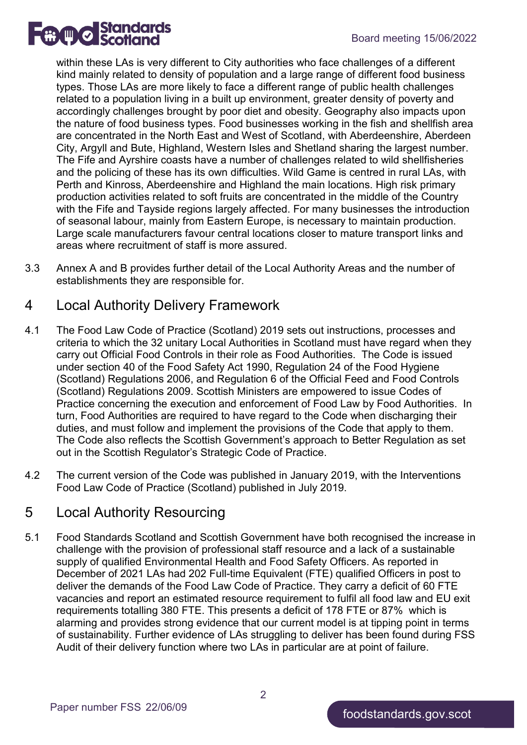within these LAs is very different to City authorities who face challenges of a different kind mainly related to density of population and a large range of different food business types. Those LAs are more likely to face a different range of public health challenges related to a population living in a built up environment, greater density of poverty and accordingly challenges brought by poor diet and obesity. Geography also impacts upon the nature of food business types. Food businesses working in the fish and shellfish area are concentrated in the North East and West of Scotland, with Aberdeenshire, Aberdeen City, Argyll and Bute, Highland, Western Isles and Shetland sharing the largest number. The Fife and Ayrshire coasts have a number of challenges related to wild shellfisheries and the policing of these has its own difficulties. Wild Game is centred in rural LAs, with Perth and Kinross, Aberdeenshire and Highland the main locations. High risk primary production activities related to soft fruits are concentrated in the middle of the Country with the Fife and Tayside regions largely affected. For many businesses the introduction of seasonal labour, mainly from Eastern Europe, is necessary to maintain production. Large scale manufacturers favour central locations closer to mature transport links and areas where recruitment of staff is more assured.

3.3 Annex A and B provides further detail of the Local Authority Areas and the number of establishments they are responsible for.

## 4 Local Authority Delivery Framework

4.1 The Food Law Code of Practice (Scotland) 2019 sets out instructions, processes and criteria to which the 32 unitary Local Authorities in Scotland must have regard when they carry out Official Food Controls in their role as Food Authorities. The Code is issued under section 40 of the Food Safety Act 1990, Regulation 24 of the Food Hygiene (Scotland) Regulations 2006, and Regulation 6 of the Official Feed and Food Controls (Scotland) Regulations 2009. Scottish Ministers are empowered to issue Codes of Practice concerning the execution and enforcement of Food Law by Food Authorities. In turn, Food Authorities are required to have regard to the Code when discharging their duties, and must follow and implement the provisions of the Code that apply to them. The Code also reflects the Scottish Government's approach to Better Regulation as set out in the Scottish Regulator's Strategic Code of Practice.

4.2 The current version of the Code was published in January 2019, with the Interventions Food Law Code of Practice (Scotland) published in July 2019.

## 5 Local Authority Resourcing

5.1 Food Standards Scotland and Scottish Government have both recognised the increase in challenge with the provision of professional staff resource and a lack of a sustainable supply of qualified Environmental Health and Food Safety Officers. As reported in December of 2021 LAs had 202 Full-time Equivalent (FTE) qualified Officers in post to deliver the demands of the Food Law Code of Practice. They carry a deficit of 60 FTE vacancies and report an estimated resource requirement to fulfil all food law and EU exit requirements totalling 380 FTE. This presents a deficit of 178 FTE or 87% which is alarming and provides strong evidence that our current model is at tipping point in terms of sustainability. Further evidence of LAs struggling to deliver has been found during FSS Audit of their delivery function where two LAs in particular are at point of failure.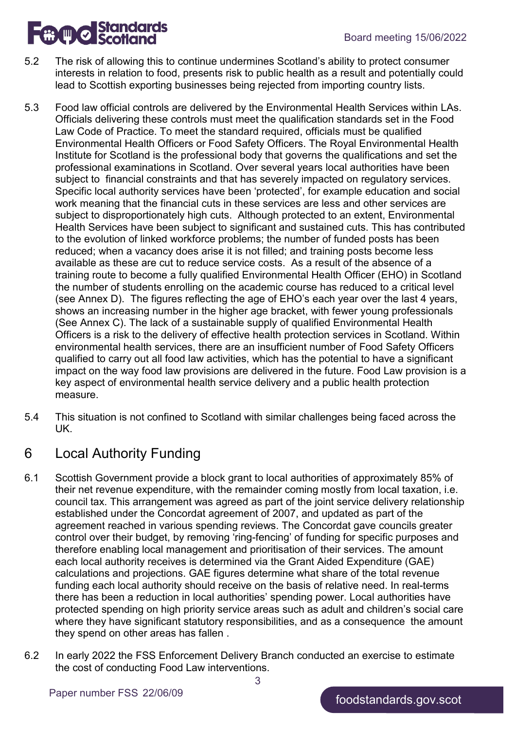5.2 The risk of allowing this to continue undermines Scotland's ability to protect consumer interests in relation to food, presents risk to public health as a result and potentially could lead to Scottish exporting businesses being rejected from importing country lists.

5.3 Food law official controls are delivered by the Environmental Health Services within LAs. Officials delivering these controls must meet the qualification standards set in the Food Law Code of Practice. To meet the standard required, officials must be qualified Environmental Health Officers or Food Safety Officers. The Royal Environmental Health Institute for Scotland is the professional body that governs the qualifications and set the professional examinations in Scotland. Over several years local authorities have been subject to financial constraints and that has severely impacted on regulatory services. Specific local authority services have been 'protected', for example education and social work meaning that the financial cuts in these services are less and other services are subject to disproportionately high cuts. Although protected to an extent, Environmental Health Services have been subject to significant and sustained cuts. This has contributed to the evolution of linked workforce problems; the number of funded posts has been reduced; when a vacancy does arise it is not filled; and training posts become less available as these are cut to reduce service costs. As a result of the absence of a training route to become a fully qualified Environmental Health Officer (EHO) in Scotland the number of students enrolling on the academic course has reduced to a critical level (see Annex D). The figures reflecting the age of EHO's each year over the last 4 years, shows an increasing number in the higher age bracket, with fewer young professionals (See Annex C). The lack of a sustainable supply of qualified Environmental Health Officers is a risk to the delivery of effective health protection services in Scotland. Within environmental health services, there are an insufficient number of Food Safety Officers qualified to carry out all food law activities, which has the potential to have a significant impact on the way food law provisions are delivered in the future. Food Law provision is a key aspect of environmental health service delivery and a public health protection measure.

5.4 This situation is not confined to Scotland with similar challenges being faced across the UK.

# 6 Local Authority Funding

6.1 Scottish Government provide a block grant to local authorities of approximately 85% of their net revenue expenditure, with the remainder coming mostly from local taxation, i.e. council tax. This arrangement was agreed as part of the joint service delivery relationship established under the Concordat agreement of 2007, and updated as part of the agreement reached in various spending reviews. The Concordat gave councils greater control over their budget, by removing 'ring-fencing' of funding for specific purposes and therefore enabling local management and prioritisation of their services. The amount each local authority receives is determined via the Grant Aided Expenditure (GAE) calculations and projections. GAE figures determine what share of the total revenue funding each local authority should receive on the basis of relative need. In real-terms there has been a reduction in local authorities' spending power. Local authorities have protected spending on high priority service areas such as adult and children's social care where they have significant statutory responsibilities, and as a consequence the amount they spend on other areas has fallen .

6.2 In early 2022 the FSS Enforcement Delivery Branch conducted an exercise to estimate the cost of conducting Food Law interventions.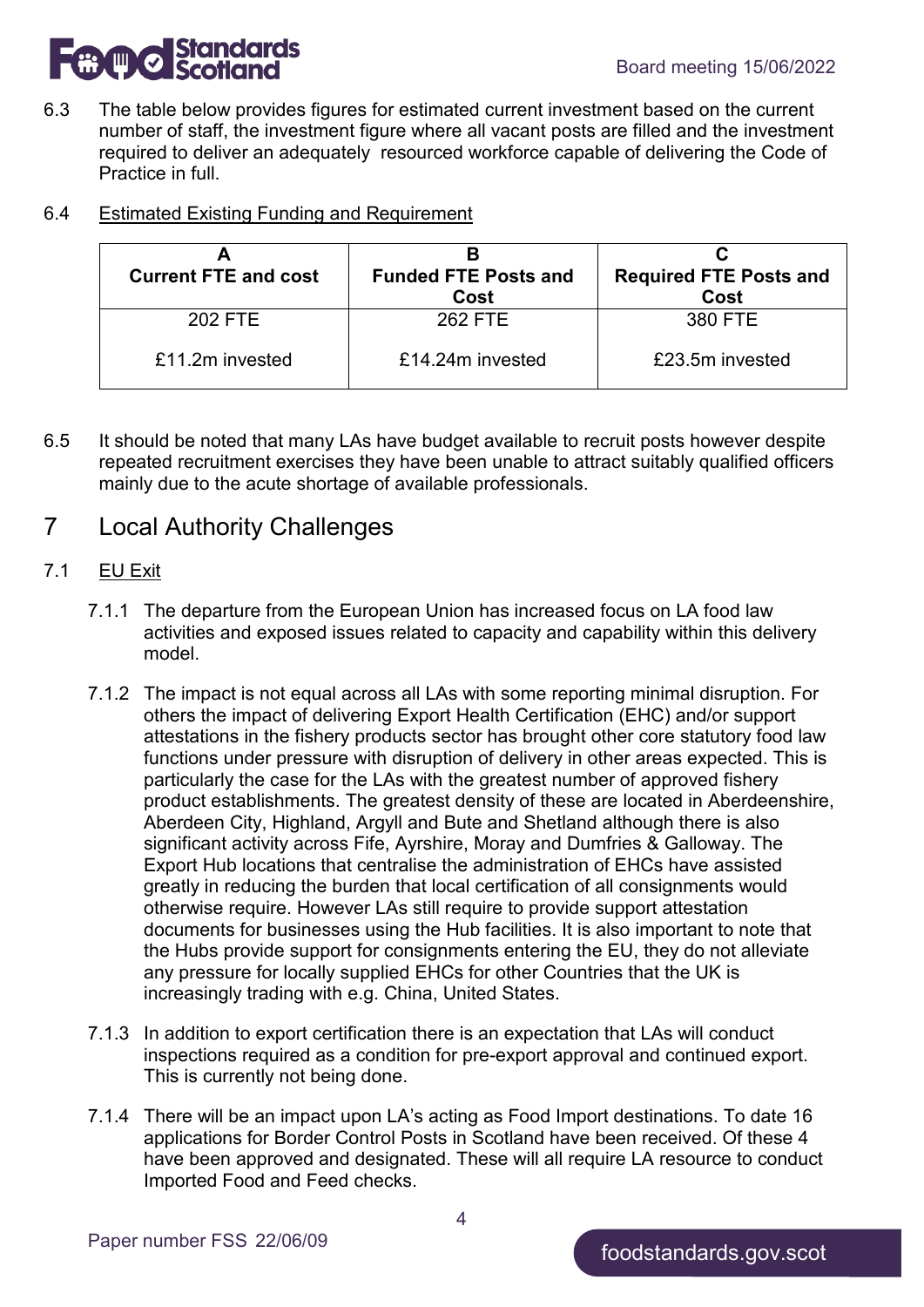6.3 The table below provides figures for estimated current investment based on the current number of staff, the investment figure where all vacant posts are filled and the investment required to deliver an adequately resourced workforce capable of delivering the Code of Practice in full.

6.4 Estimated Existing Funding and Requirement

| A<br>Current FTE and cost | B<br>Funded FTE Posts and Cost | C<br>Required FTE Posts and Cost |
|---|---|---|
| 202 FTE<br><br>£11.2m invested | 262 FTE<br><br>£14.24m invested | 380 FTE<br><br>£23.5m invested |

6.5 It should be noted that many LAs have budget available to recruit posts however despite repeated recruitment exercises they have been unable to attract suitably qualified officers mainly due to the acute shortage of available professionals.

# 7 Local Authority Challenges

7.1 EU Exit

7.1.1 The departure from the European Union has increased focus on LA food law activities and exposed issues related to capacity and capability within this delivery model.

7.1.2 The impact is not equal across all LAs with some reporting minimal disruption. For others the impact of delivering Export Health Certification (EHC) and/or support attestations in the fishery products sector has brought other core statutory food law functions under pressure with disruption of delivery in other areas expected. This is particularly the case for the LAs with the greatest number of approved fishery product establishments. The greatest density of these are located in Aberdeenshire, Aberdeen City, Highland, Argyll and Bute and Shetland although there is also significant activity across Fife, Ayrshire, Moray and Dumfries & Galloway. The Export Hub locations that centralise the administration of EHCs have assisted greatly in reducing the burden that local certification of all consignments would otherwise require. However LAs still require to provide support attestation documents for businesses using the Hub facilities. It is also important to note that the Hubs provide support for consignments entering the EU, they do not alleviate any pressure for locally supplied EHCs for other Countries that the UK is increasingly trading with e.g. China, United States.

7.1.3 In addition to export certification there is an expectation that LAs will conduct inspections required as a condition for pre-export approval and continued export. This is currently not being done.

7.1.4 There will be an impact upon LA's acting as Food Import destinations. To date 16 applications for Border Control Posts in Scotland have been received. Of these 4 have been approved and designated. These will all require LA resource to conduct Imported Food and Feed checks.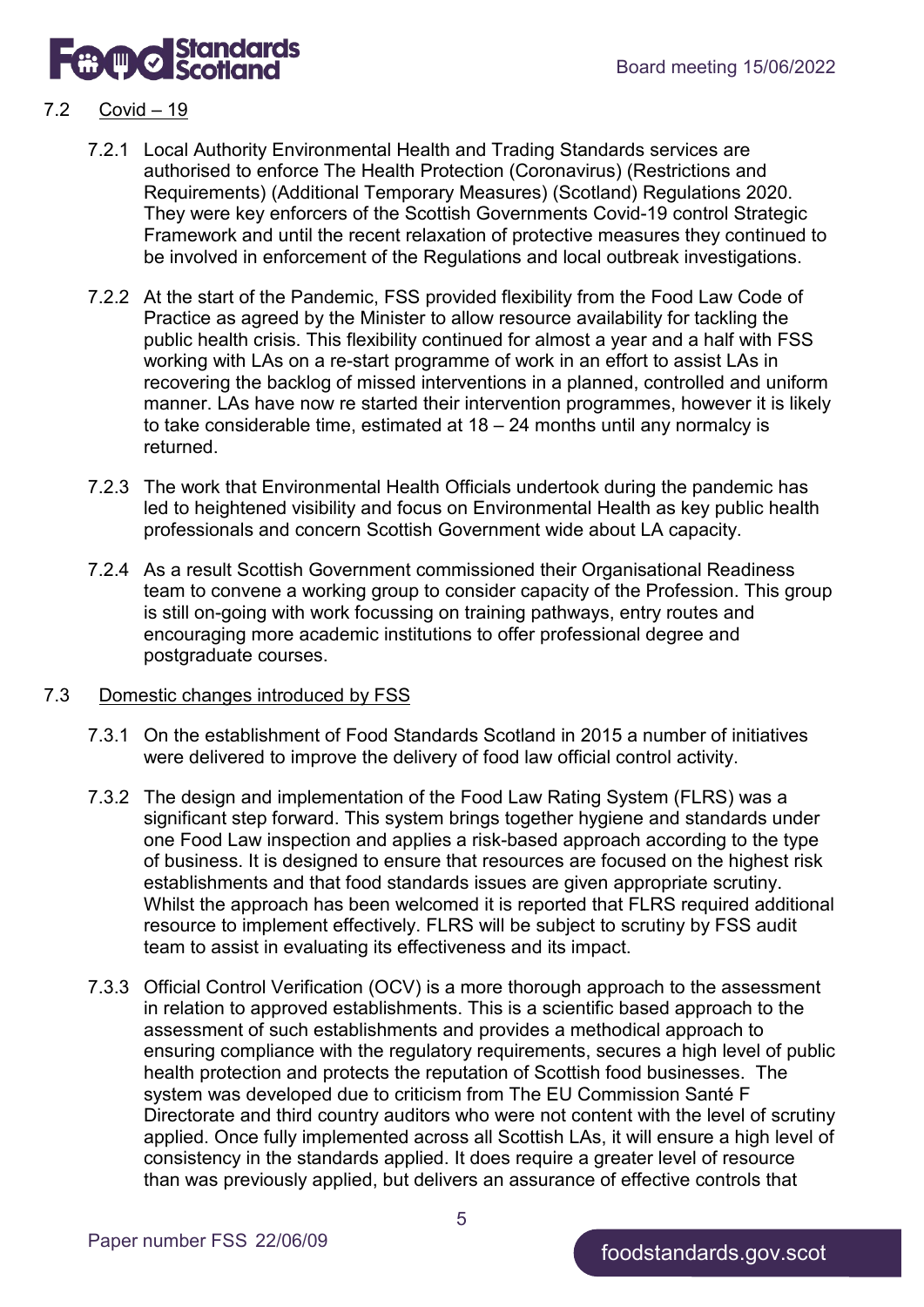## 7.2 Covid – 19

7.2.1 Local Authority Environmental Health and Trading Standards services are authorised to enforce The Health Protection (Coronavirus) (Restrictions and Requirements) (Additional Temporary Measures) (Scotland) Regulations 2020. They were key enforcers of the Scottish Governments Covid-19 control Strategic Framework and until the recent relaxation of protective measures they continued to be involved in enforcement of the Regulations and local outbreak investigations.

7.2.2 At the start of the Pandemic, FSS provided flexibility from the Food Law Code of Practice as agreed by the Minister to allow resource availability for tackling the public health crisis. This flexibility continued for almost a year and a half with FSS working with LAs on a re-start programme of work in an effort to assist LAs in recovering the backlog of missed interventions in a planned, controlled and uniform manner. LAs have now re started their intervention programmes, however it is likely to take considerable time, estimated at 18 – 24 months until any normalcy is returned.

7.2.3 The work that Environmental Health Officials undertook during the pandemic has led to heightened visibility and focus on Environmental Health as key public health professionals and concern Scottish Government wide about LA capacity.

7.2.4 As a result Scottish Government commissioned their Organisational Readiness team to convene a working group to consider capacity of the Profession. This group is still on-going with work focussing on training pathways, entry routes and encouraging more academic institutions to offer professional degree and postgraduate courses.

## 7.3 Domestic changes introduced by FSS

7.3.1 On the establishment of Food Standards Scotland in 2015 a number of initiatives were delivered to improve the delivery of food law official control activity.

7.3.2 The design and implementation of the Food Law Rating System (FLRS) was a significant step forward. This system brings together hygiene and standards under one Food Law inspection and applies a risk-based approach according to the type of business. It is designed to ensure that resources are focused on the highest risk establishments and that food standards issues are given appropriate scrutiny. Whilst the approach has been welcomed it is reported that FLRS required additional resource to implement effectively. FLRS will be subject to scrutiny by FSS audit team to assist in evaluating its effectiveness and its impact.

7.3.3 Official Control Verification (OCV) is a more thorough approach to the assessment in relation to approved establishments. This is a scientific based approach to the assessment of such establishments and provides a methodical approach to ensuring compliance with the regulatory requirements, secures a high level of public health protection and protects the reputation of Scottish food businesses. The system was developed due to criticism from The EU Commission Santé F Directorate and third country auditors who were not content with the level of scrutiny applied. Once fully implemented across all Scottish LAs, it will ensure a high level of consistency in the standards applied. It does require a greater level of resource than was previously applied, but delivers an assurance of effective controls that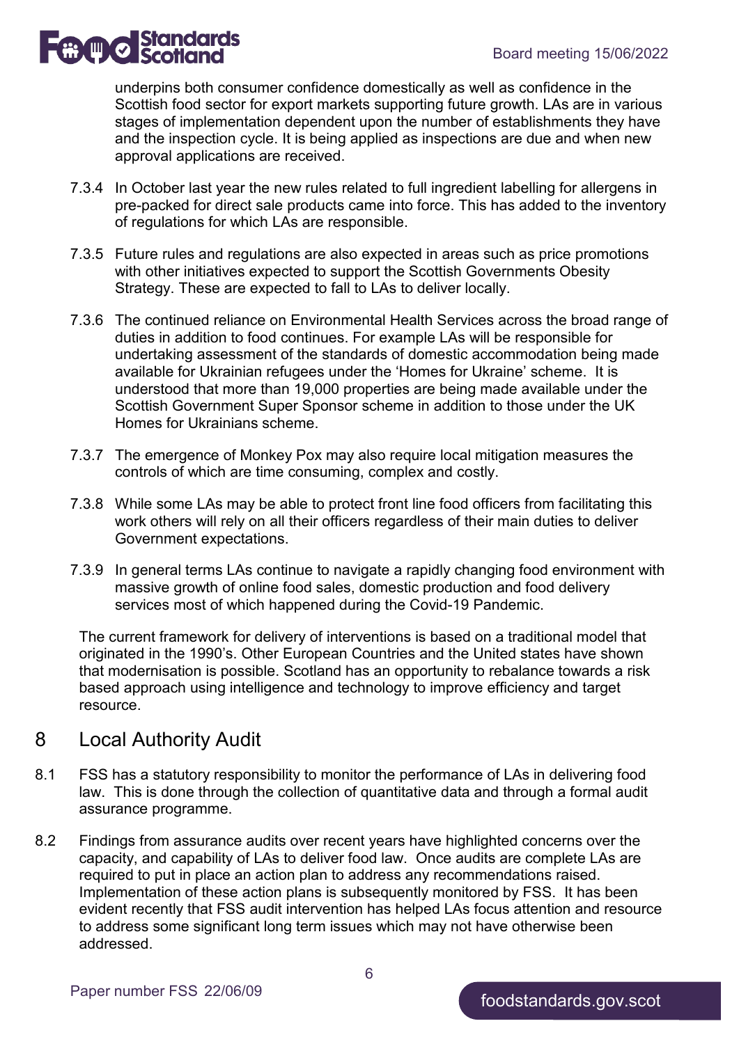underpins both consumer confidence domestically as well as confidence in the Scottish food sector for export markets supporting future growth. LAs are in various stages of implementation dependent upon the number of establishments they have and the inspection cycle. It is being applied as inspections are due and when new approval applications are received.

7.3.4 In October last year the new rules related to full ingredient labelling for allergens in pre-packed for direct sale products came into force. This has added to the inventory of regulations for which LAs are responsible.

7.3.5 Future rules and regulations are also expected in areas such as price promotions with other initiatives expected to support the Scottish Governments Obesity Strategy. These are expected to fall to LAs to deliver locally.

7.3.6 The continued reliance on Environmental Health Services across the broad range of duties in addition to food continues. For example LAs will be responsible for undertaking assessment of the standards of domestic accommodation being made available for Ukrainian refugees under the 'Homes for Ukraine' scheme. It is understood that more than 19,000 properties are being made available under the Scottish Government Super Sponsor scheme in addition to those under the UK Homes for Ukrainians scheme.

7.3.7 The emergence of Monkey Pox may also require local mitigation measures the controls of which are time consuming, complex and costly.

7.3.8 While some LAs may be able to protect front line food officers from facilitating this work others will rely on all their officers regardless of their main duties to deliver Government expectations.

7.3.9 In general terms LAs continue to navigate a rapidly changing food environment with massive growth of online food sales, domestic production and food delivery services most of which happened during the Covid-19 Pandemic.

The current framework for delivery of interventions is based on a traditional model that originated in the 1990's. Other European Countries and the United states have shown that modernisation is possible. Scotland has an opportunity to rebalance towards a risk based approach using intelligence and technology to improve efficiency and target resource.

## 8 Local Authority Audit

8.1 FSS has a statutory responsibility to monitor the performance of LAs in delivering food law. This is done through the collection of quantitative data and through a formal audit assurance programme.

8.2 Findings from assurance audits over recent years have highlighted concerns over the capacity, and capability of LAs to deliver food law. Once audits are complete LAs are required to put in place an action plan to address any recommendations raised. Implementation of these action plans is subsequently monitored by FSS. It has been evident recently that FSS audit intervention has helped LAs focus attention and resource to address some significant long term issues which may not have otherwise been addressed.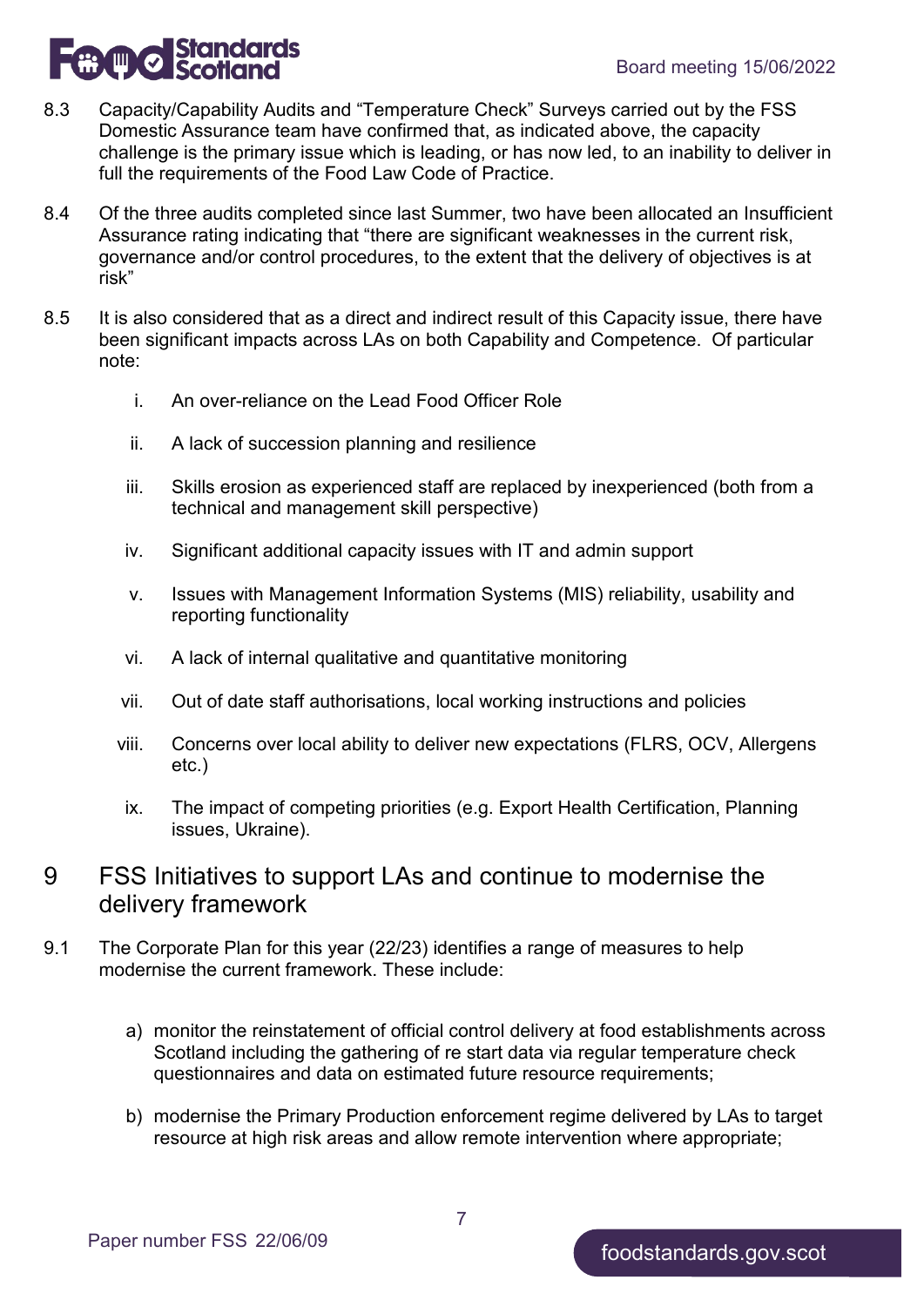8.3 Capacity/Capability Audits and "Temperature Check" Surveys carried out by the FSS Domestic Assurance team have confirmed that, as indicated above, the capacity challenge is the primary issue which is leading, or has now led, to an inability to deliver in full the requirements of the Food Law Code of Practice.

8.4 Of the three audits completed since last Summer, two have been allocated an Insufficient Assurance rating indicating that "there are significant weaknesses in the current risk, governance and/or control procedures, to the extent that the delivery of objectives is at risk"

8.5 It is also considered that as a direct and indirect result of this Capacity issue, there have been significant impacts across LAs on both Capability and Competence. Of particular note:

i. An over-reliance on the Lead Food Officer Role

ii. A lack of succession planning and resilience

iii. Skills erosion as experienced staff are replaced by inexperienced (both from a technical and management skill perspective)

iv. Significant additional capacity issues with IT and admin support

v. Issues with Management Information Systems (MIS) reliability, usability and reporting functionality

vi. A lack of internal qualitative and quantitative monitoring

vii. Out of date staff authorisations, local working instructions and policies

viii. Concerns over local ability to deliver new expectations (FLRS, OCV, Allergens etc.)

ix. The impact of competing priorities (e.g. Export Health Certification, Planning issues, Ukraine).

## 9 FSS Initiatives to support LAs and continue to modernise the delivery framework

9.1 The Corporate Plan for this year (22/23) identifies a range of measures to help modernise the current framework. These include:

a) monitor the reinstatement of official control delivery at food establishments across Scotland including the gathering of re start data via regular temperature check questionnaires and data on estimated future resource requirements;

b) modernise the Primary Production enforcement regime delivered by LAs to target resource at high risk areas and allow remote intervention where appropriate;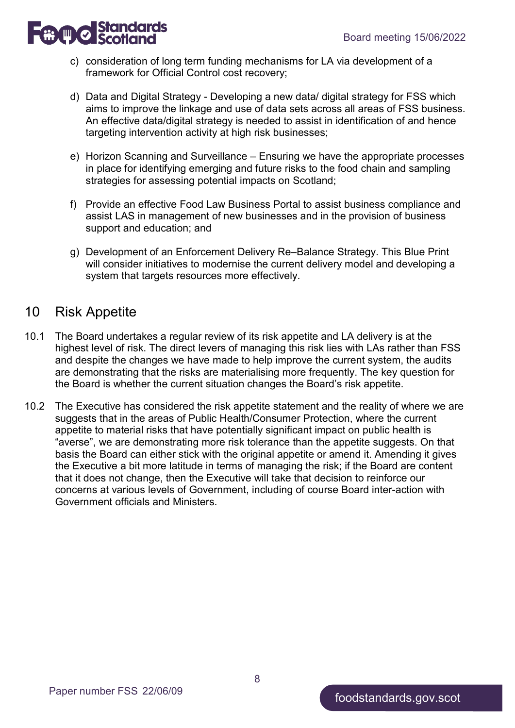c) consideration of long term funding mechanisms for LA via development of a framework for Official Control cost recovery;

d) Data and Digital Strategy - Developing a new data/ digital strategy for FSS which aims to improve the linkage and use of data sets across all areas of FSS business. An effective data/digital strategy is needed to assist in identification of and hence targeting intervention activity at high risk businesses;

e) Horizon Scanning and Surveillance – Ensuring we have the appropriate processes in place for identifying emerging and future risks to the food chain and sampling strategies for assessing potential impacts on Scotland;

f) Provide an effective Food Law Business Portal to assist business compliance and assist LAS in management of new businesses and in the provision of business support and education; and

g) Development of an Enforcement Delivery Re–Balance Strategy. This Blue Print will consider initiatives to modernise the current delivery model and developing a system that targets resources more effectively.

## 10 Risk Appetite

10.1 The Board undertakes a regular review of its risk appetite and LA delivery is at the highest level of risk. The direct levers of managing this risk lies with LAs rather than FSS and despite the changes we have made to help improve the current system, the audits are demonstrating that the risks are materialising more frequently. The key question for the Board is whether the current situation changes the Board's risk appetite.

10.2 The Executive has considered the risk appetite statement and the reality of where we are suggests that in the areas of Public Health/Consumer Protection, where the current appetite to material risks that have potentially significant impact on public health is "averse", we are demonstrating more risk tolerance than the appetite suggests. On that basis the Board can either stick with the original appetite or amend it. Amending it gives the Executive a bit more latitude in terms of managing the risk; if the Board are content that it does not change, then the Executive will take that decision to reinforce our concerns at various levels of Government, including of course Board inter-action with Government officials and Ministers.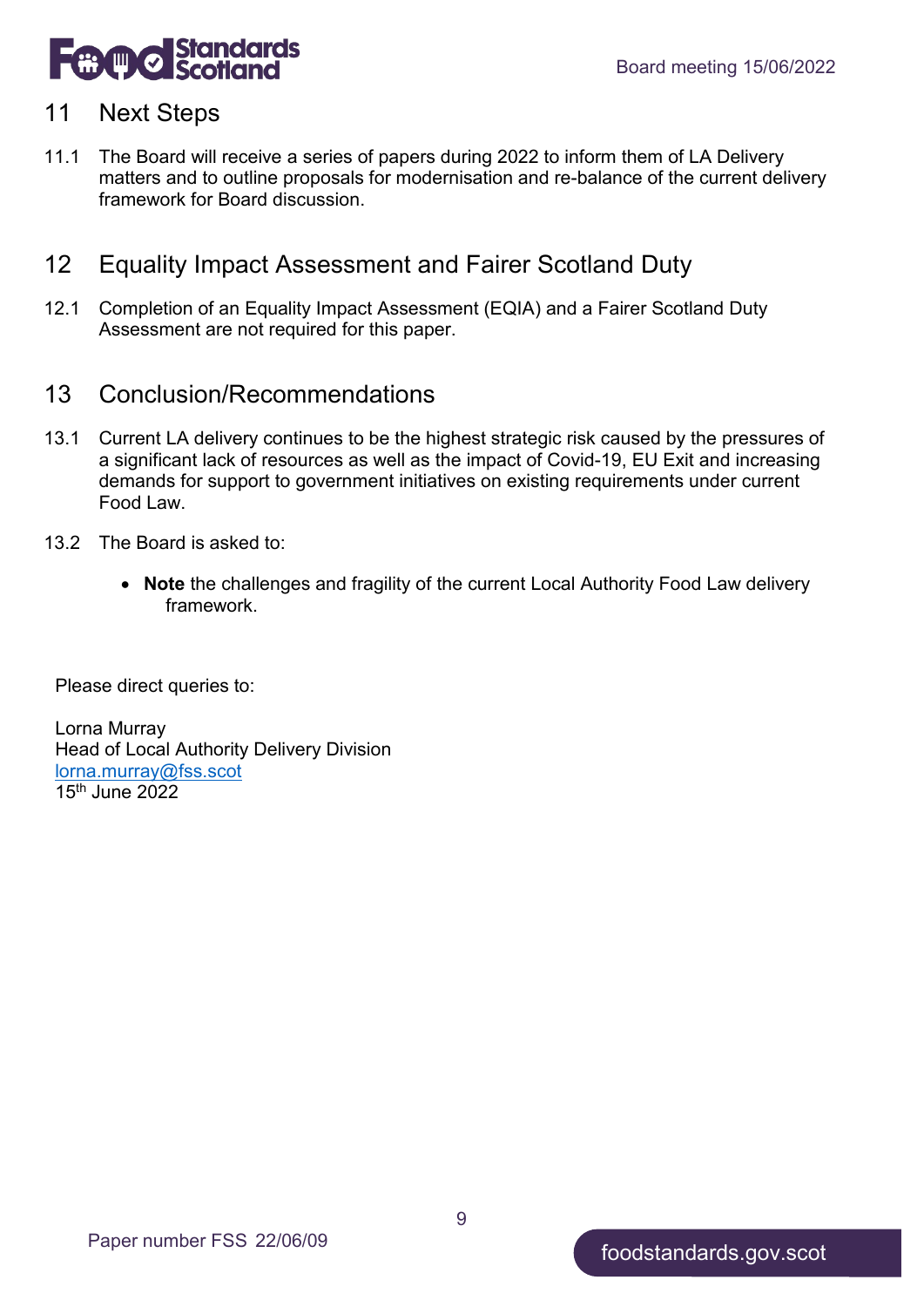## 11 Next Steps

11.1 The Board will receive a series of papers during 2022 to inform them of LA Delivery matters and to outline proposals for modernisation and re-balance of the current delivery framework for Board discussion.

## 12 Equality Impact Assessment and Fairer Scotland Duty

12.1 Completion of an Equality Impact Assessment (EQIA) and a Fairer Scotland Duty Assessment are not required for this paper.

## 13 Conclusion/Recommendations

13.1 Current LA delivery continues to be the highest strategic risk caused by the pressures of a significant lack of resources as well as the impact of Covid-19, EU Exit and increasing demands for support to government initiatives on existing requirements under current Food Law.

13.2 The Board is asked to:

- **Note** the challenges and fragility of the current Local Authority Food Law delivery framework.

Please direct queries to:

Lorna Murray
Head of Local Authority Delivery Division
lorna.murray@fss.scot
15th June 2022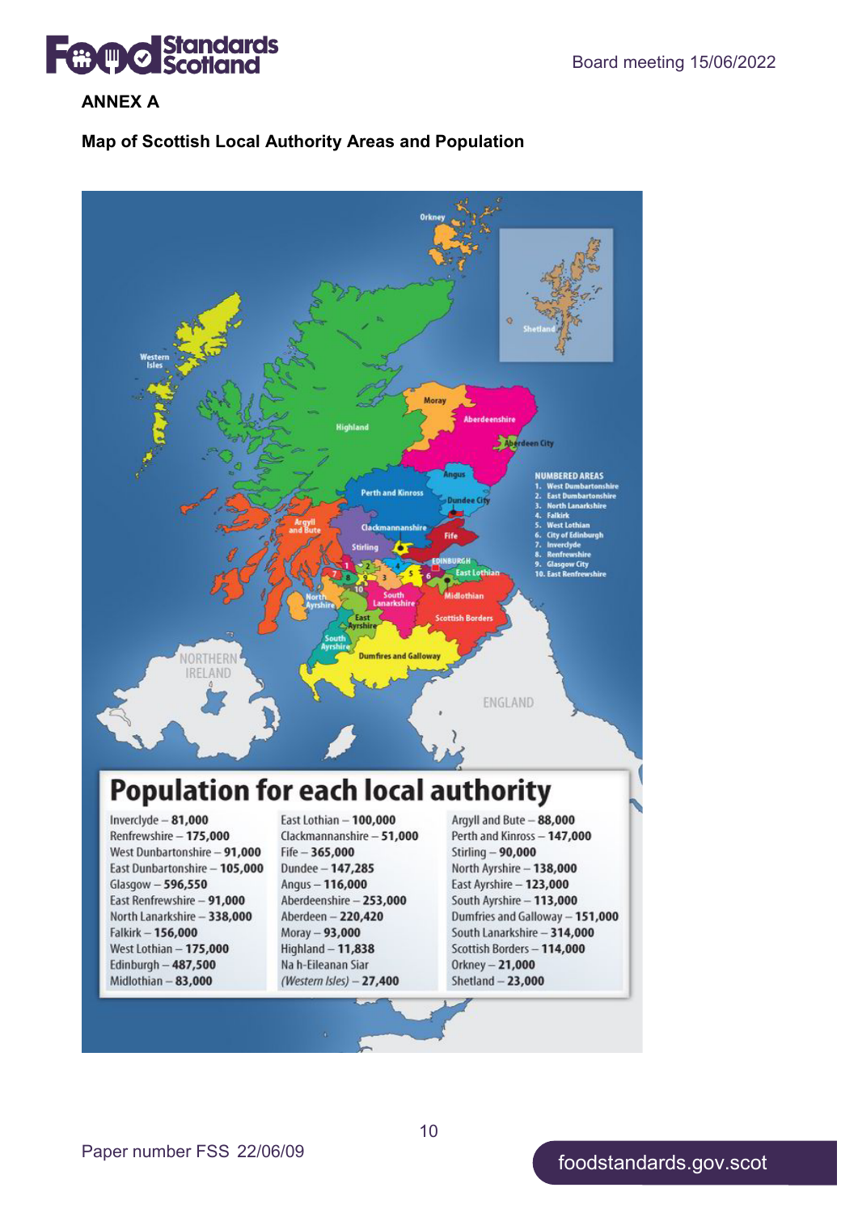## ANNEX A

### Map of Scottish Local Authority Areas and Population

Orkney

Shetland

Western Isles

Highland

Moray

Aberdeenshire

Aberdeen City

Angus

Perth and Kinross

Dundee City

Argyll and Bute

Clackmannanshire

Fife

Stirling

EDINBURGH

East Lothian

Midlothian

North Ayrshire

South Lanarkshire

East Ayrshire

Scottish Borders

South Ayrshire

Dumfries and Galloway

NORTHERN IRELAND

ENGLAND

NUMBERED AREAS

1. West Dumbartonshire
2. East Dumbartonshire
3. North Lanarkshire
4. Falkirk
5. West Lothian
6. City of Edinburgh
7. Inverclyde
8. Renfrewshire
9. Glasgow City
10. East Renfrewshire

## Population for each local authority

Inverclyde – **81,000**
Renfrewshire – **175,000**
West Dunbartonshire – **91,000**
East Dunbartonshire – **105,000**
Glasgow – **596,550**
East Renfrewshire – **91,000**
North Lanarkshire – **338,000**
Falkirk – **156,000**
West Lothian – **175,000**
Edinburgh – **487,500**
Midlothian – **83,000**

East Lothian – **100,000**
Clackmannanshire – **51,000**
Fife – **365,000**
Dundee – **147,285**
Angus – **116,000**
Aberdeenshire – **253,000**
Aberdeen – **220,420**
Moray – **93,000**
Highland – **11,838**
Na h-Eileanan Siar
*(Western Isles)* – **27,400**

Argyll and Bute – **88,000**
Perth and Kinross – **147,000**
Stirling – **90,000**
North Ayrshire – **138,000**
East Ayrshire – **123,000**
South Ayrshire – **113,000**
Dumfries and Galloway – **151,000**
South Lanarkshire – **314,000**
Scottish Borders – **114,000**
Orkney – **21,000**
Shetland – **23,000**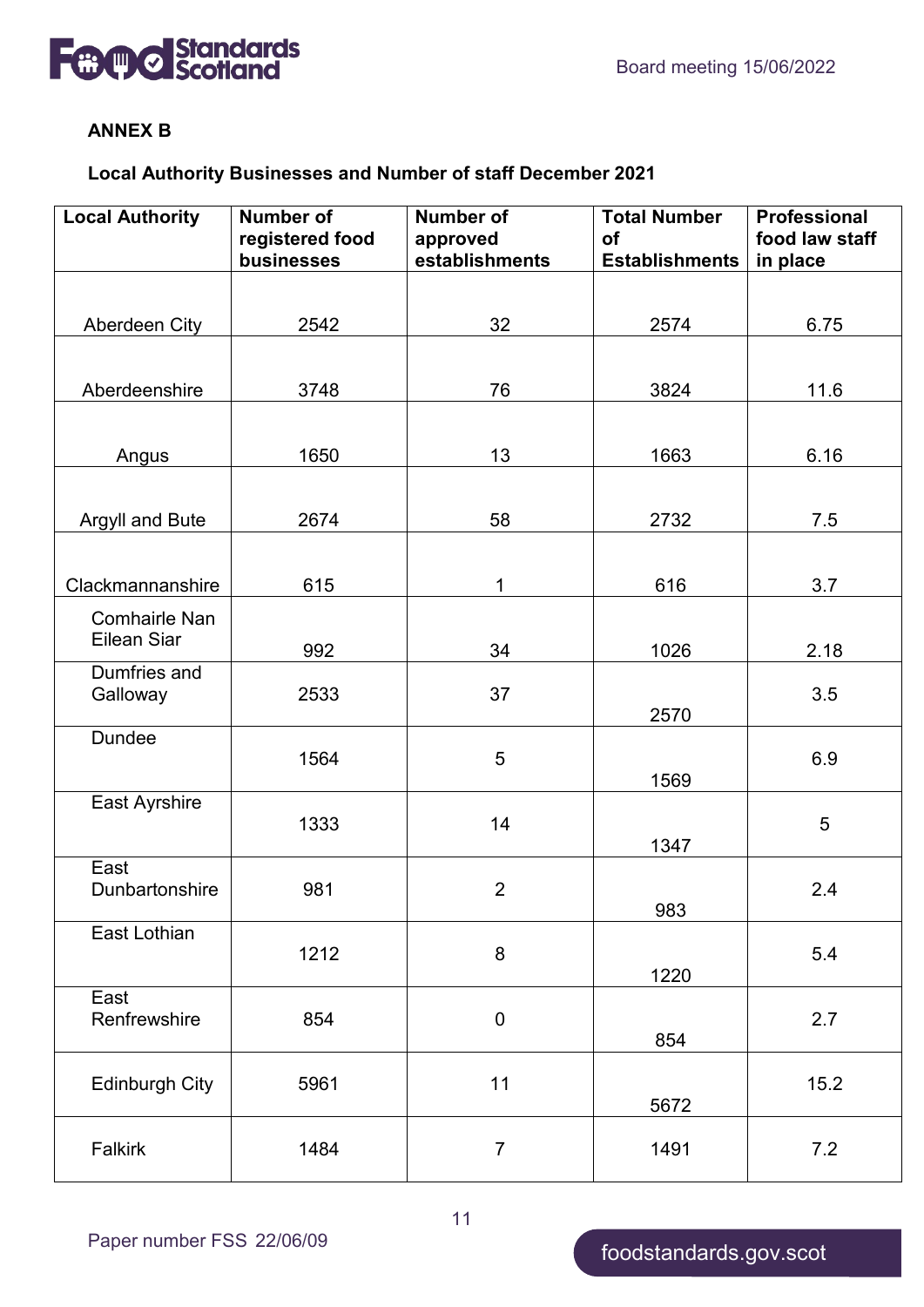**ANNEX B**

**Local Authority Businesses and Number of staff December 2021**

| Local Authority | Number of registered food businesses | Number of approved establishments | Total Number of Establishments | Professional food law staff in place |
|---|---|---|---|---|
| Aberdeen City | 2542 | 32 | 2574 | 6.75 |
| Aberdeenshire | 3748 | 76 | 3824 | 11.6 |
| Angus | 1650 | 13 | 1663 | 6.16 |
| Argyll and Bute | 2674 | 58 | 2732 | 7.5 |
| Clackmannanshire | 615 | 1 | 616 | 3.7 |
| Comhairle Nan Eilean Siar | 992 | 34 | 1026 | 2.18 |
| Dumfries and Galloway | 2533 | 37 | 2570 | 3.5 |
| Dundee | 1564 | 5 | 1569 | 6.9 |
| East Ayrshire | 1333 | 14 | 1347 | 5 |
| East Dunbartonshire | 981 | 2 | 983 | 2.4 |
| East Lothian | 1212 | 8 | 1220 | 5.4 |
| East Renfrewshire | 854 | 0 | 854 | 2.7 |
| Edinburgh City | 5961 | 11 | 5672 | 15.2 |
| Falkirk | 1484 | 7 | 1491 | 7.2 |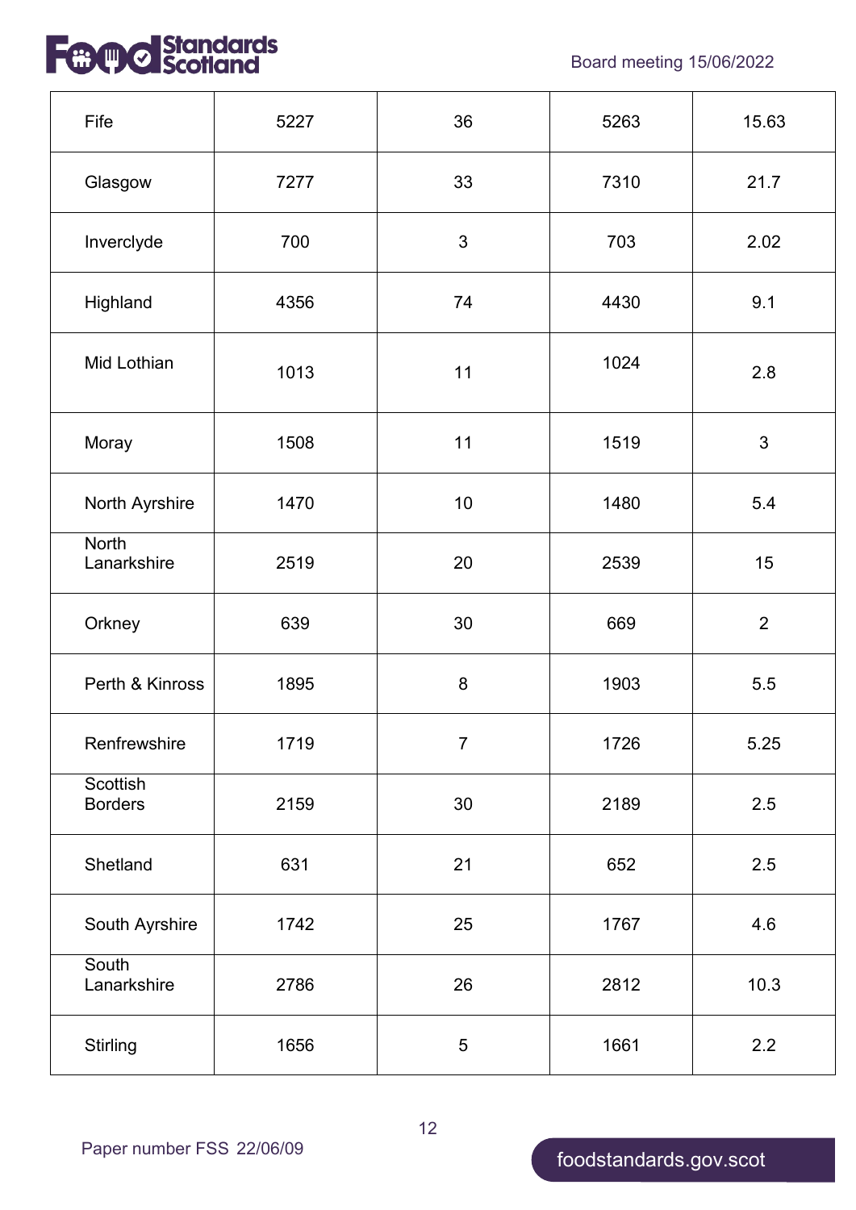| | | | | |
|---|---|---|---|---|
| Fife | 5227 | 36 | 5263 | 15.63 |
| Glasgow | 7277 | 33 | 7310 | 21.7 |
| Inverclyde | 700 | 3 | 703 | 2.02 |
| Highland | 4356 | 74 | 4430 | 9.1 |
| Mid Lothian | 1013 | 11 | 1024 | 2.8 |
| Moray | 1508 | 11 | 1519 | 3 |
| North Ayrshire | 1470 | 10 | 1480 | 5.4 |
| North Lanarkshire | 2519 | 20 | 2539 | 15 |
| Orkney | 639 | 30 | 669 | 2 |
| Perth & Kinross | 1895 | 8 | 1903 | 5.5 |
| Renfrewshire | 1719 | 7 | 1726 | 5.25 |
| Scottish Borders | 2159 | 30 | 2189 | 2.5 |
| Shetland | 631 | 21 | 652 | 2.5 |
| South Ayrshire | 1742 | 25 | 1767 | 4.6 |
| South Lanarkshire | 2786 | 26 | 2812 | 10.3 |
| Stirling | 1656 | 5 | 1661 | 2.2 |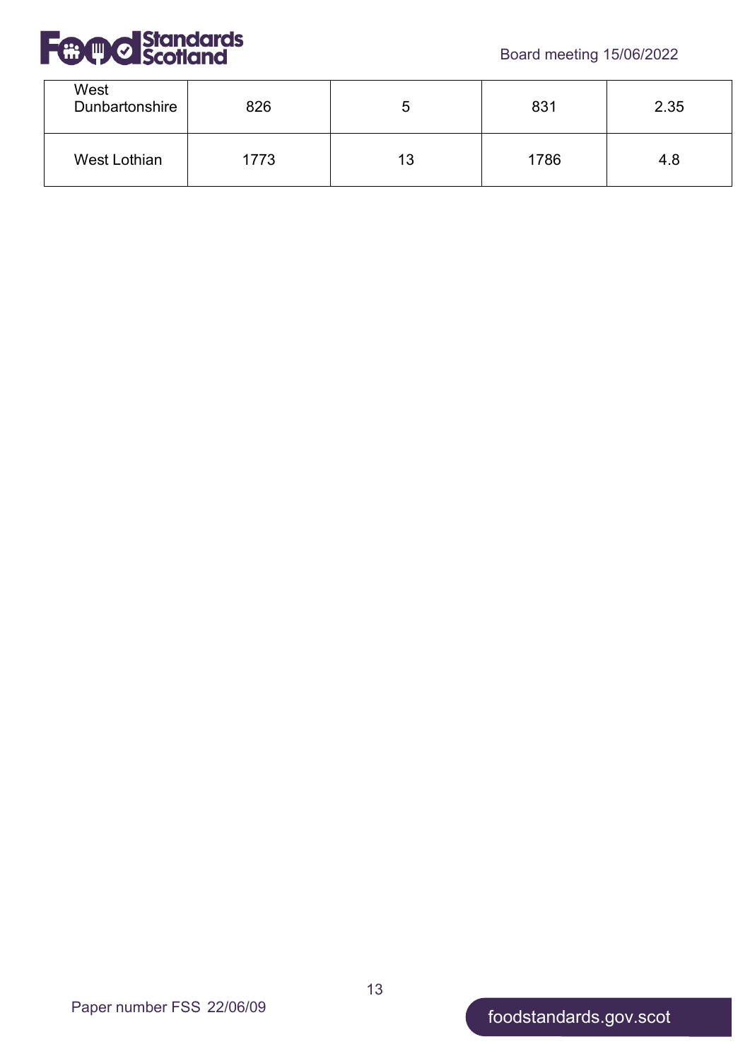| | | | | |
|---|---|---|---|---|
| West Dunbartonshire | 826 | 5 | 831 | 2.35 |
| West Lothian | 1773 | 13 | 1786 | 4.8 |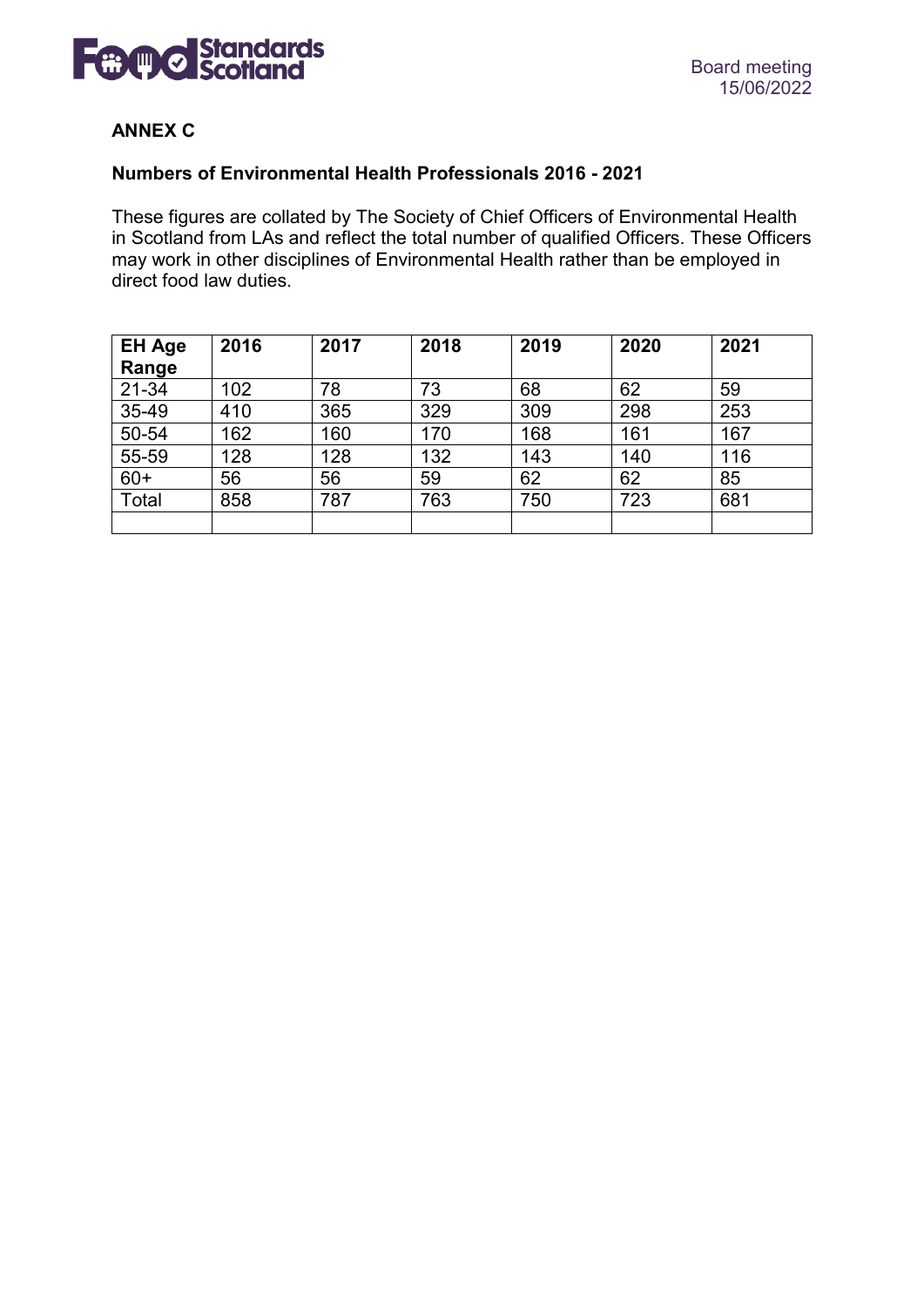## ANNEX C

### Numbers of Environmental Health Professionals 2016 - 2021

These figures are collated by The Society of Chief Officers of Environmental Health in Scotland from LAs and reflect the total number of qualified Officers. These Officers may work in other disciplines of Environmental Health rather than be employed in direct food law duties.

| EH Age Range | 2016 | 2017 | 2018 | 2019 | 2020 | 2021 |
|---|---|---|---|---|---|---|
| 21-34 | 102 | 78 | 73 | 68 | 62 | 59 |
| 35-49 | 410 | 365 | 329 | 309 | 298 | 253 |
| 50-54 | 162 | 160 | 170 | 168 | 161 | 167 |
| 55-59 | 128 | 128 | 132 | 143 | 140 | 116 |
| 60+ | 56 | 56 | 59 | 62 | 62 | 85 |
| Total | 858 | 787 | 763 | 750 | 723 | 681 |
| | | | | | | |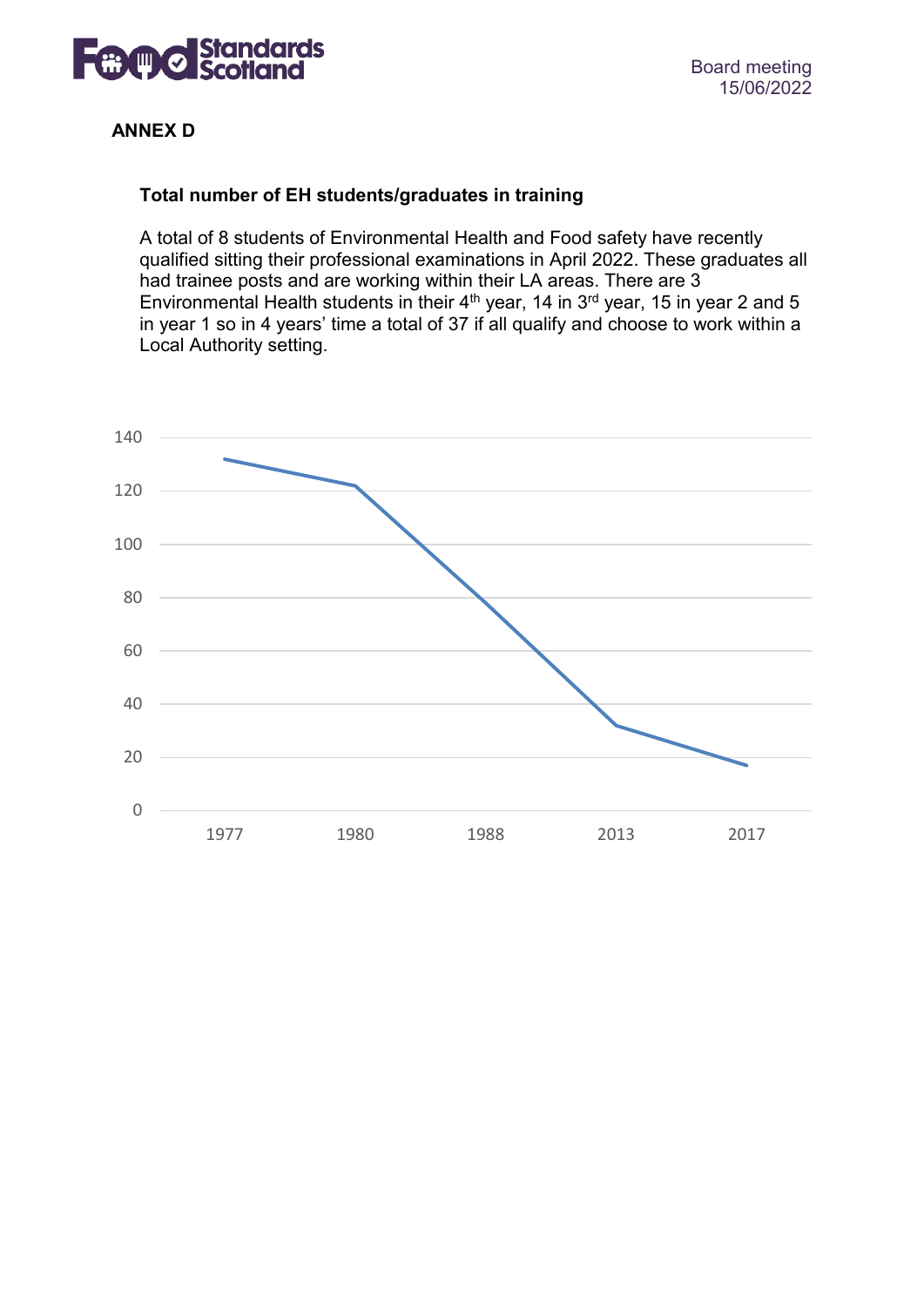**ANNEX D**

**Total number of EH students/graduates in training**

A total of 8 students of Environmental Health and Food safety have recently qualified sitting their professional examinations in April 2022. These graduates all had trainee posts and are working within their LA areas. There are 3 Environmental Health students in their 4th year, 14 in 3rd year, 15 in year 2 and 5 in year 1 so in 4 years' time a total of 37 if all qualify and choose to work within a Local Authority setting.

140
120
100
80
60
40
20
0
1977
1980
1988
2013
2017